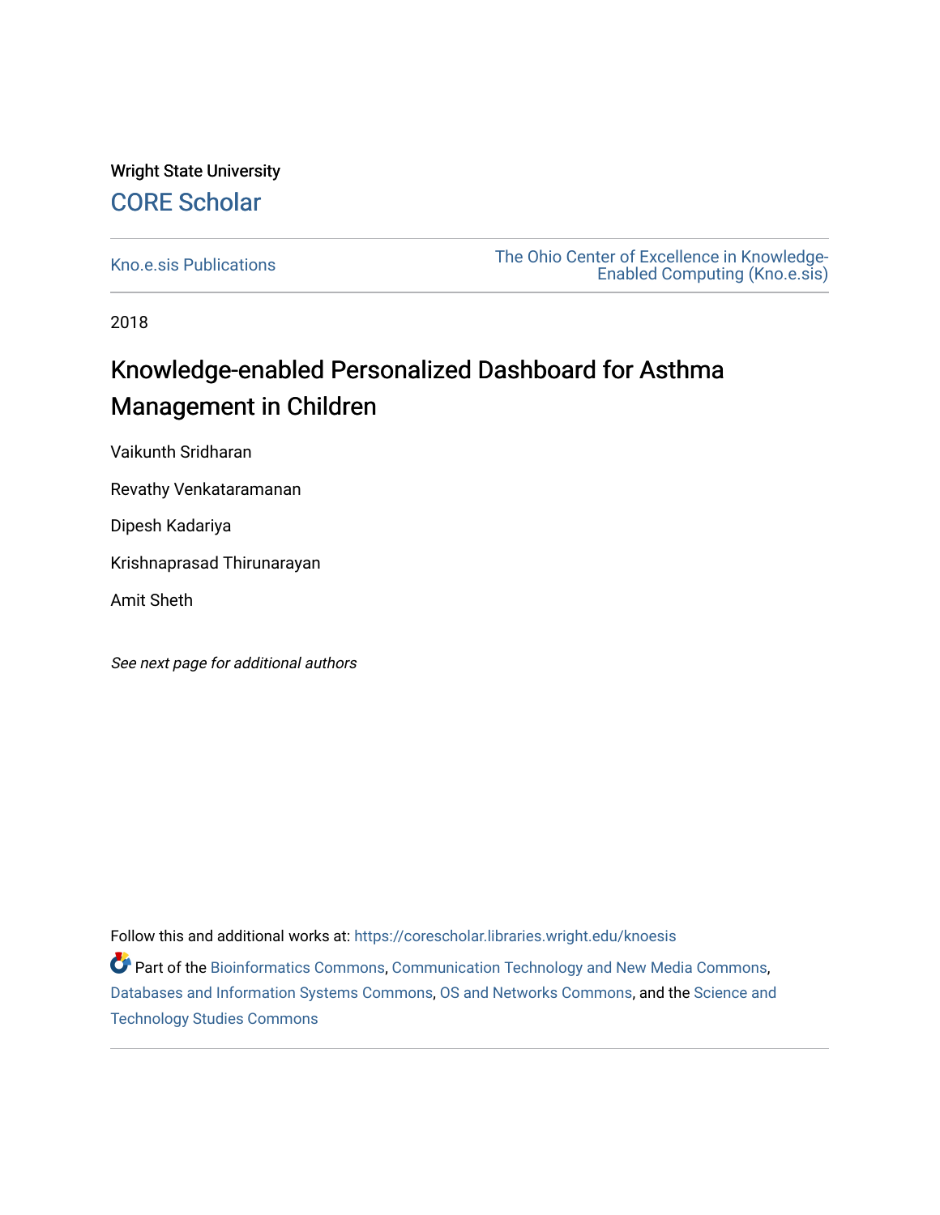Wright State University

# CORE Scholar

Kno.e.sis Publications

The Ohio Center of Excellence in Knowledge-Enabled Computing (Kno.e.sis)

2018

## Knowledge-enabled Personalized Dashboard for Asthma Management in Children

Vaikunth Sridharan

Revathy Venkataramanan

Dipesh Kadariya

Krishnaprasad Thirunarayan

Amit Sheth

*See next page for additional authors*

Follow this and additional works at: https://corescholar.libraries.wright.edu/knoesis

Part of the Bioinformatics Commons, Communication Technology and New Media Commons, Databases and Information Systems Commons, OS and Networks Commons, and the Science and Technology Studies Commons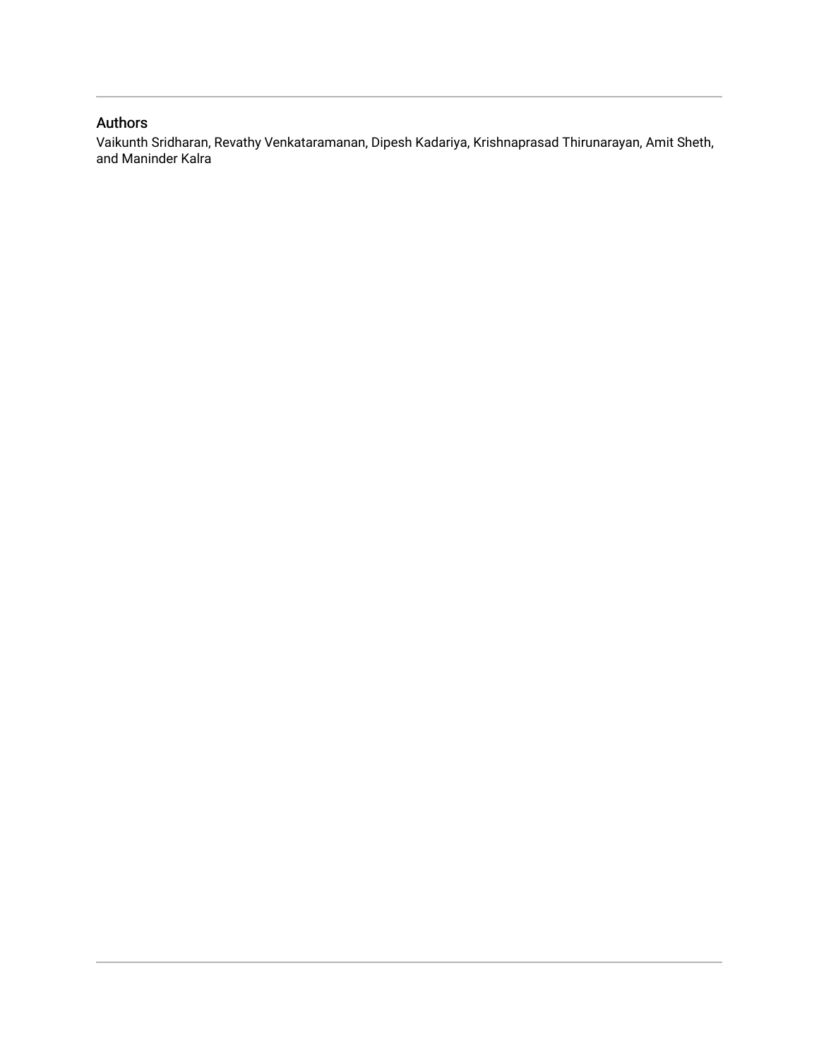## Authors

Vaikunth Sridharan, Revathy Venkataramanan, Dipesh Kadariya, Krishnaprasad Thirunarayan, Amit Sheth, and Maninder Kalra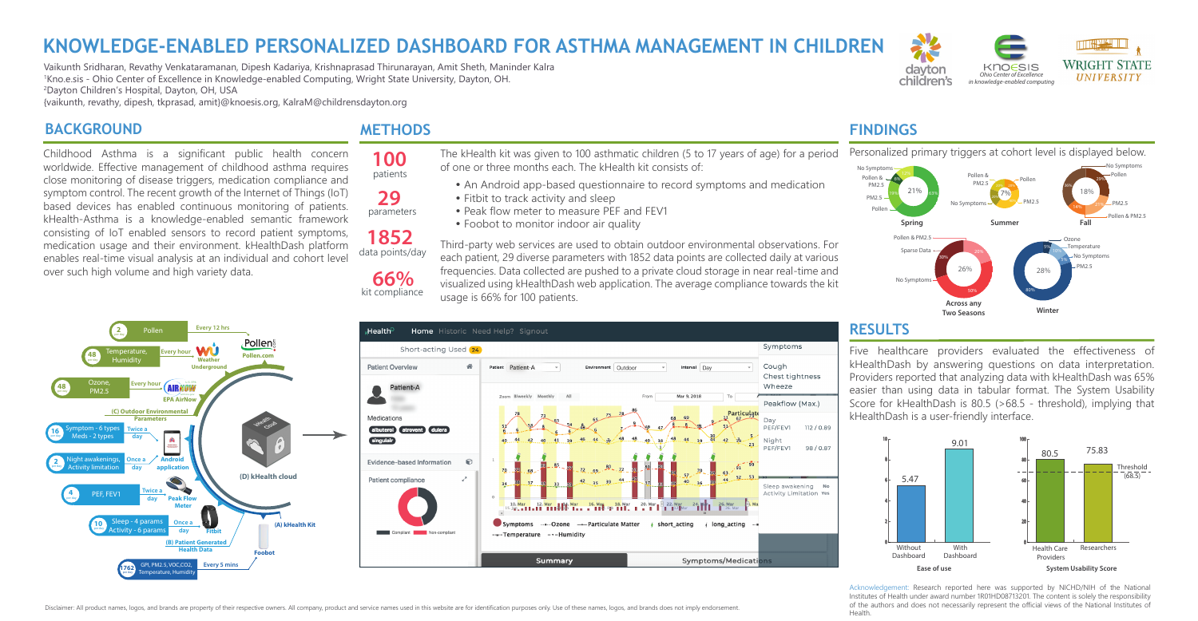Vaikunth Sridharan, Revathy Venkataramanan, Dipesh Kadariya, Krishnaprasad Thirunarayan, Amit Sheth, Maninder Kalra

[1]Kno.e.sis - Ohio Center of Excellence in Knowledge-enabled Computing, Wright State University, Dayton, OH.

[2]Dayton Children's Hospital, Dayton, OH, USA

{vaikunth, revathy, dipesh, tkprasad, amit}@knoesis.org, KalraM@childrensdayton.org

# KNOWLEDGE-ENABLED PERSONALIZED DASHBOARD FOR ASTHMA MANAGEMENT IN CHILDREN

## BACKGROUND

Childhood Asthma is a significant public health concern worldwide. Effective management of childhood asthma requires close monitoring of disease triggers, medication compliance and symptom control. The recent growth of the Internet of Things (IoT) based devices has enabled continuous monitoring of patients. kHealth-Asthma is a knowledge-enabled semantic framework consisting of IoT enabled sensors to record patient symptoms, medication usage and their environment. kHealthDash platform enables real-time visual analysis at an individual and cohort level over such high volume and high variety data.

## METHODS

**100** patients

**29** parameters

**1852** data points/day

**66%** kit compliance

The kHealth kit was given to 100 asthmatic children (5 to 17 years of age) for a period of one or three months each. The kHealth kit consists of:

- An Android app-based questionnaire to record symptoms and medication
- Fitbit to track activity and sleep
- Peak flow meter to measure PEF and FEV1
- Foobot to monitor indoor air quality

Third-party web services are used to obtain outdoor environmental observations. For each patient, 29 diverse parameters with 1852 data points are collected daily at various frequencies. Data collected are pushed to a private cloud storage in near real-time and visualized using kHealthDash web application. The average compliance towards the kit usage is 66% for 100 patients.

## FINDINGS

Personalized primary triggers at cohort level is displayed below.

## RESULTS

Five healthcare providers evaluated the effectiveness of kHealthDash by answering questions on data interpretation. Providers reported that analyzing data with kHealthDash was 65% easier than using data in tabular format. The System Usability Score for kHealthDash is 80.5 (>68.5 - threshold), implying that kHealthDash is a user-friendly interface.

Acknowledgement: Research reported here was supported by NICHD/NIH of the National Institutes of Health under award number 1R01HD08713201. The content is solely the responsibility of the authors and does not necessarily represent the official views of the National Institutes of Health.

Disclaimer: All product names, logos, and brands are property of their respective owners. All company, product and service names used in this website are for identification purposes only. Use of these names, logos, and brands does not imply endorsement.